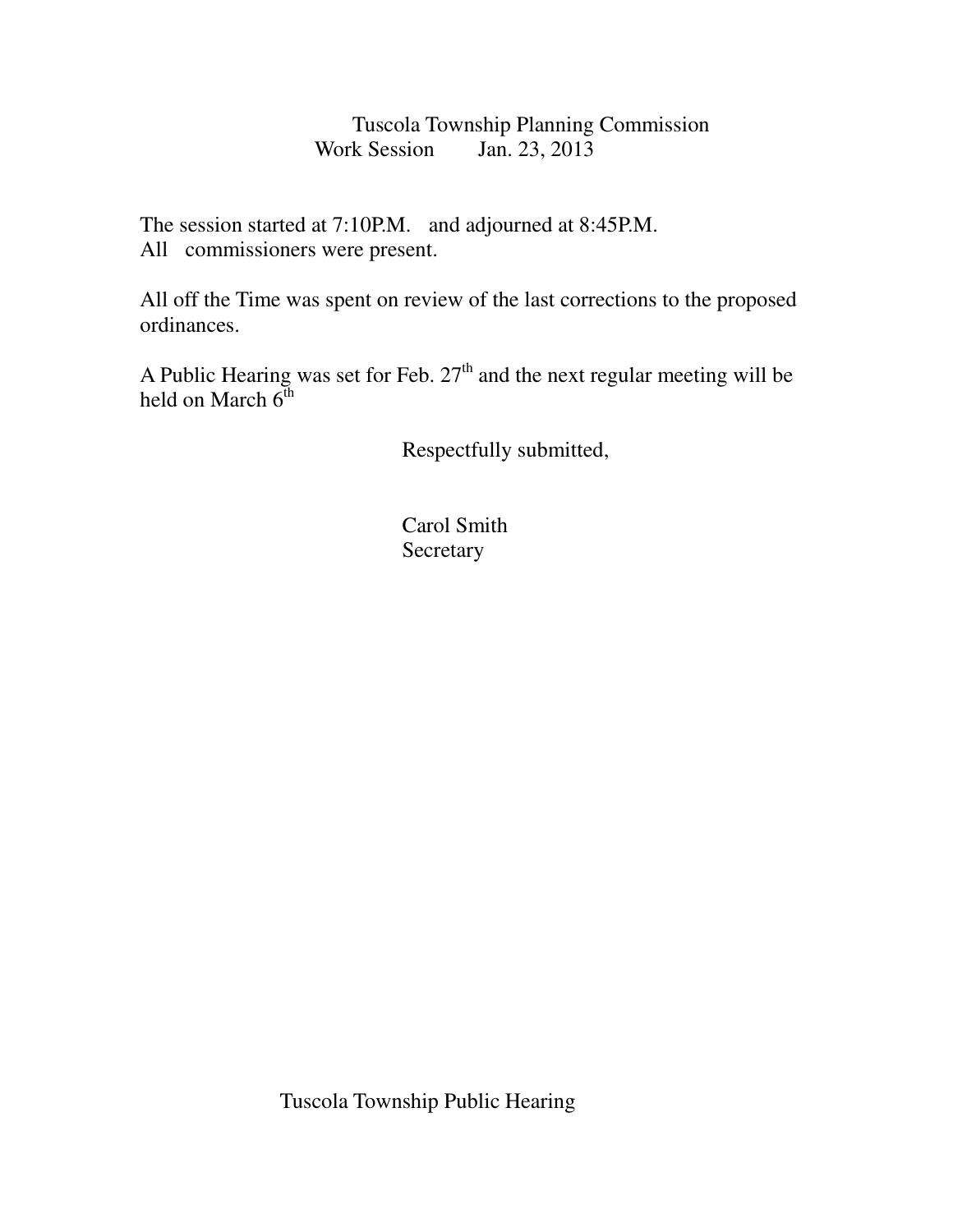# Tuscola Township Planning Commission

## Work Session Jan. 23, 2013

The session started at 7:10P.M. and adjourned at 8:45P.M.
All commissioners were present.

All off the Time was spent on review of the last corrections to the proposed ordinances.

A Public Hearing was set for Feb. 27th and the next regular meeting will be held on March 6th

Respectfully submitted,

Carol Smith
Secretary

# Tuscola Township Public Hearing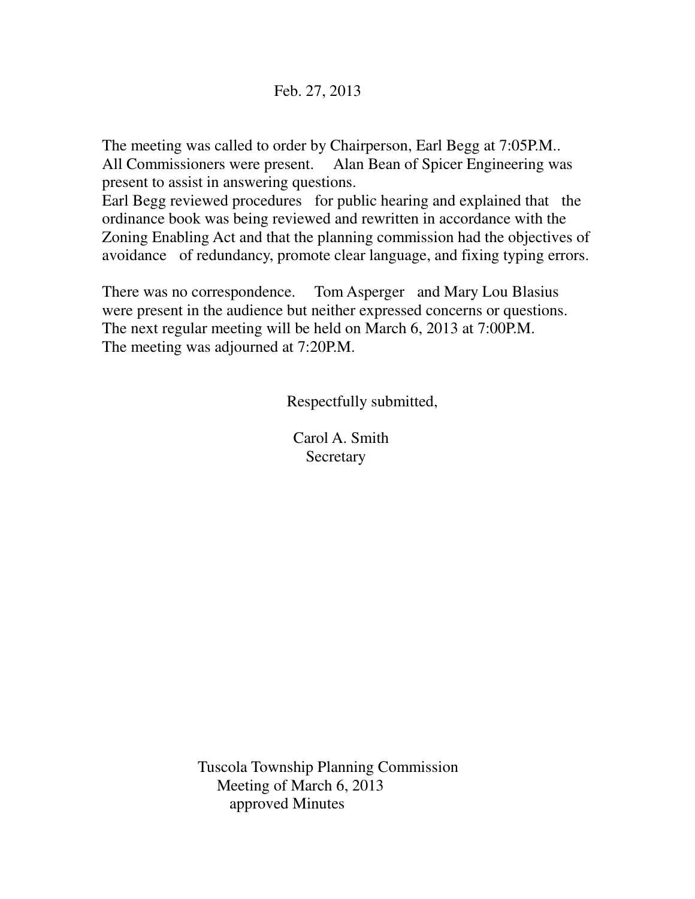Feb. 27, 2013

The meeting was called to order by Chairperson, Earl Begg at 7:05P.M.. All Commissioners were present. Alan Bean of Spicer Engineering was present to assist in answering questions.
Earl Begg reviewed procedures for public hearing and explained that the ordinance book was being reviewed and rewritten in accordance with the Zoning Enabling Act and that the planning commission had the objectives of avoidance of redundancy, promote clear language, and fixing typing errors.

There was no correspondence. Tom Asperger and Mary Lou Blasius were present in the audience but neither expressed concerns or questions. The next regular meeting will be held on March 6, 2013 at 7:00P.M.
The meeting was adjourned at 7:20P.M.

Respectfully submitted,

Carol A. Smith
Secretary

Tuscola Township Planning Commission
Meeting of March 6, 2013
approved Minutes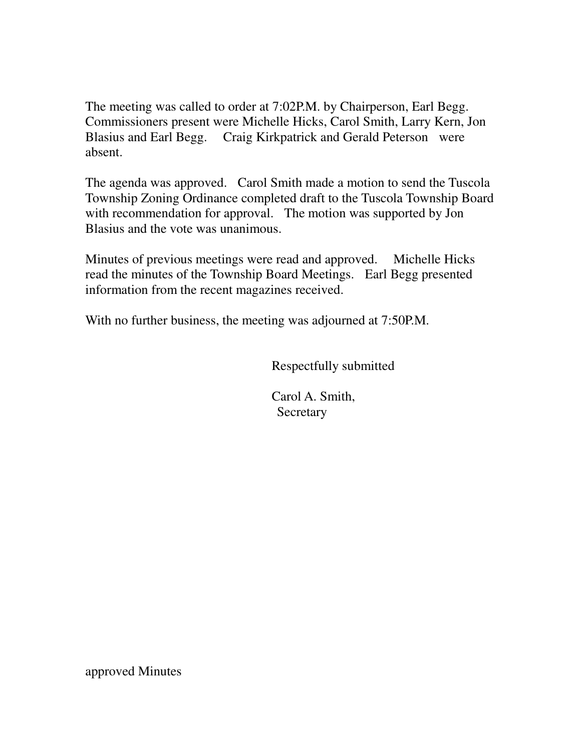The meeting was called to order at 7:02P.M. by Chairperson, Earl Begg. Commissioners present were Michelle Hicks, Carol Smith, Larry Kern, Jon Blasius and Earl Begg. Craig Kirkpatrick and Gerald Peterson were absent.

The agenda was approved. Carol Smith made a motion to send the Tuscola Township Zoning Ordinance completed draft to the Tuscola Township Board with recommendation for approval. The motion was supported by Jon Blasius and the vote was unanimous.

Minutes of previous meetings were read and approved. Michelle Hicks read the minutes of the Township Board Meetings. Earl Begg presented information from the recent magazines received.

With no further business, the meeting was adjourned at 7:50P.M.

Respectfully submitted

Carol A. Smith,
Secretary

approved Minutes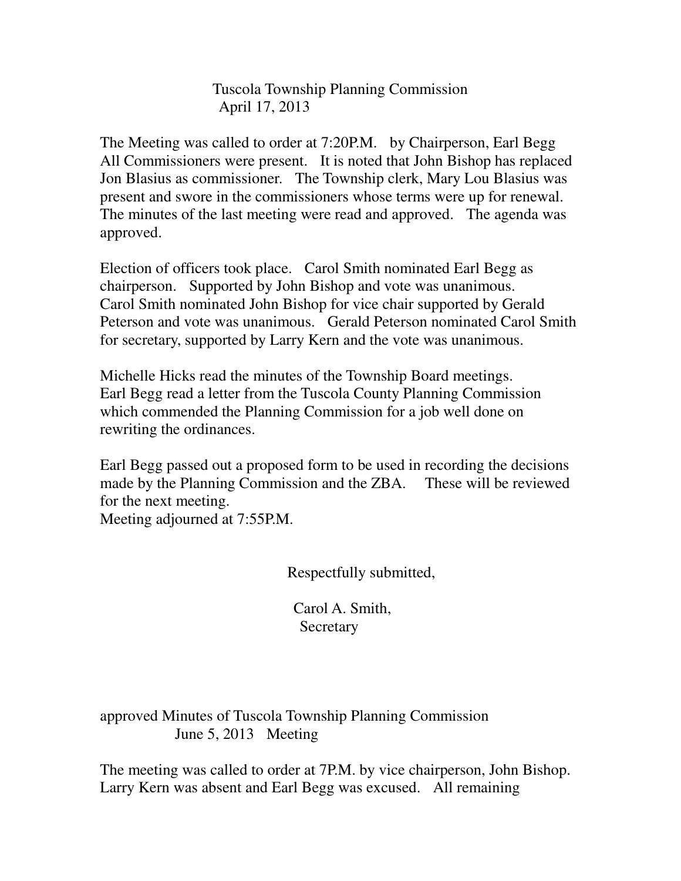Tuscola Township Planning Commission
April 17, 2013

The Meeting was called to order at 7:20P.M. by Chairperson, Earl Begg All Commissioners were present. It is noted that John Bishop has replaced Jon Blasius as commissioner. The Township clerk, Mary Lou Blasius was present and swore in the commissioners whose terms were up for renewal. The minutes of the last meeting were read and approved. The agenda was approved.

Election of officers took place. Carol Smith nominated Earl Begg as chairperson. Supported by John Bishop and vote was unanimous. Carol Smith nominated John Bishop for vice chair supported by Gerald Peterson and vote was unanimous. Gerald Peterson nominated Carol Smith for secretary, supported by Larry Kern and the vote was unanimous.

Michelle Hicks read the minutes of the Township Board meetings. Earl Begg read a letter from the Tuscola County Planning Commission which commended the Planning Commission for a job well done on rewriting the ordinances.

Earl Begg passed out a proposed form to be used in recording the decisions made by the Planning Commission and the ZBA. These will be reviewed for the next meeting.
Meeting adjourned at 7:55P.M.

Respectfully submitted,

Carol A. Smith,
Secretary

approved Minutes of Tuscola Township Planning Commission
June 5, 2013 Meeting

The meeting was called to order at 7P.M. by vice chairperson, John Bishop. Larry Kern was absent and Earl Begg was excused. All remaining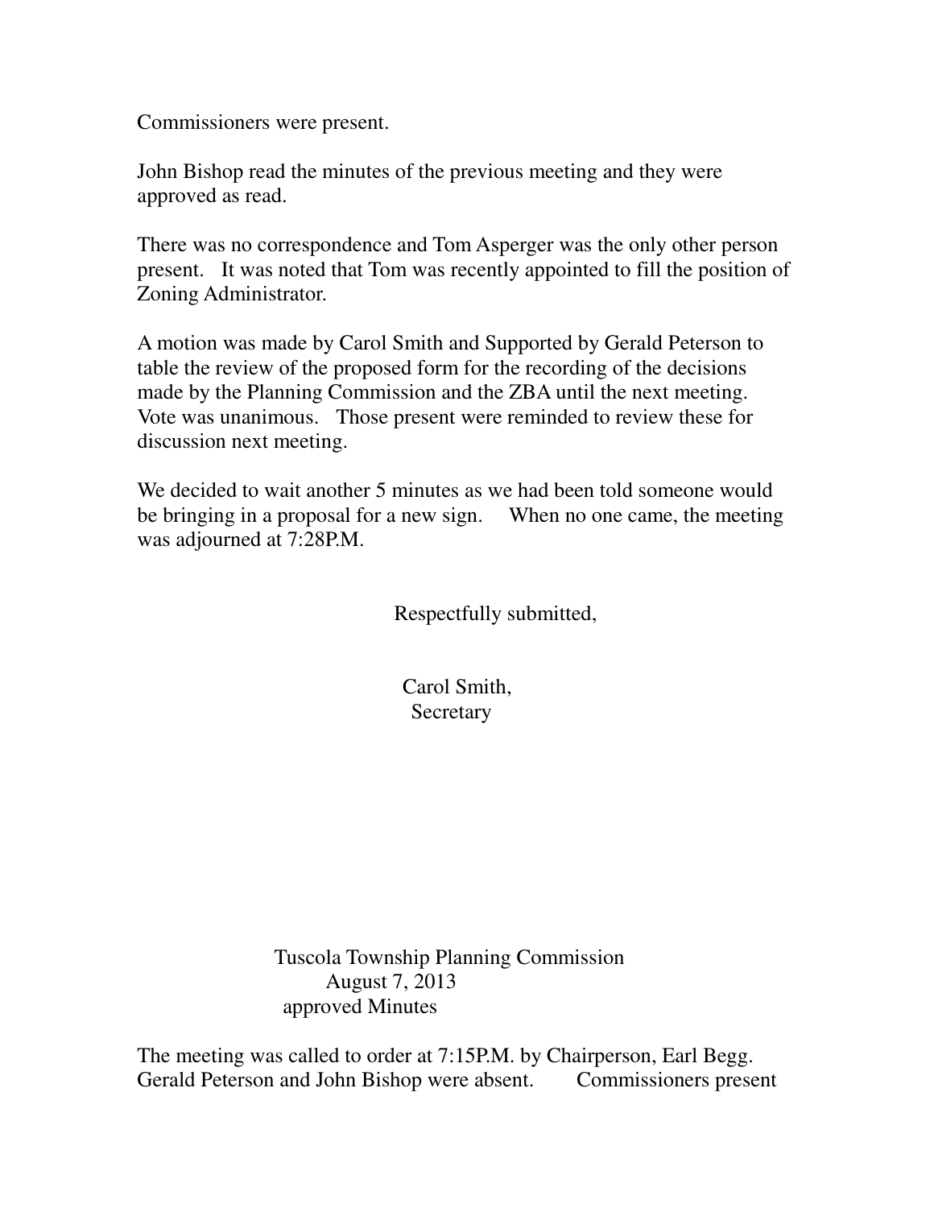Commissioners were present.

John Bishop read the minutes of the previous meeting and they were approved as read.

There was no correspondence and Tom Asperger was the only other person present. It was noted that Tom was recently appointed to fill the position of Zoning Administrator.

A motion was made by Carol Smith and Supported by Gerald Peterson to table the review of the proposed form for the recording of the decisions made by the Planning Commission and the ZBA until the next meeting. Vote was unanimous. Those present were reminded to review these for discussion next meeting.

We decided to wait another 5 minutes as we had been told someone would be bringing in a proposal for a new sign. When no one came, the meeting was adjourned at 7:28P.M.

Respectfully submitted,

Carol Smith,
Secretary

## Tuscola Township Planning Commission
## August 7, 2013
## approved Minutes

The meeting was called to order at 7:15P.M. by Chairperson, Earl Begg. Gerald Peterson and John Bishop were absent. Commissioners present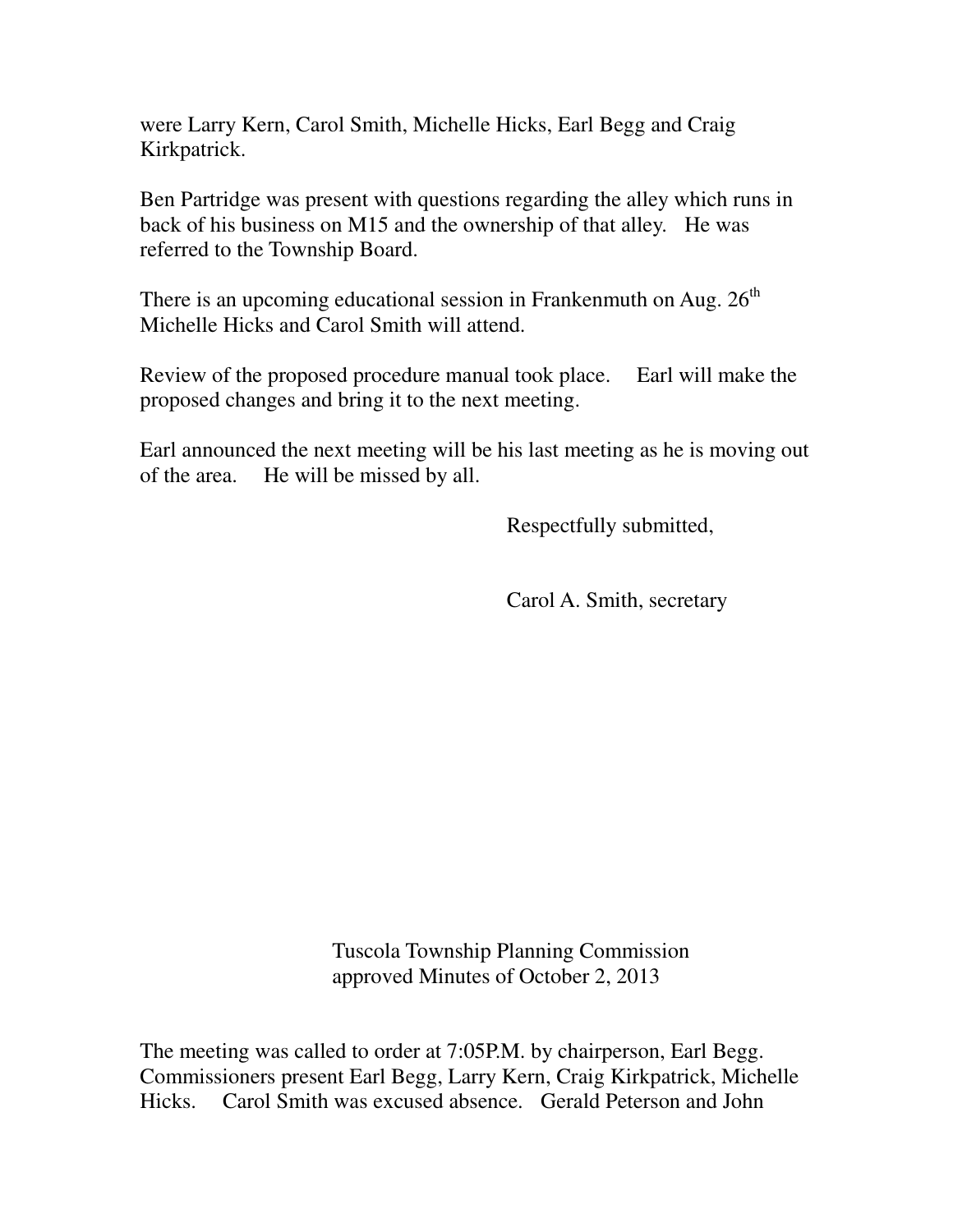were Larry Kern, Carol Smith, Michelle Hicks, Earl Begg and Craig Kirkpatrick.

Ben Partridge was present with questions regarding the alley which runs in back of his business on M15 and the ownership of that alley. He was referred to the Township Board.

There is an upcoming educational session in Frankenmuth on Aug. 26th Michelle Hicks and Carol Smith will attend.

Review of the proposed procedure manual took place. Earl will make the proposed changes and bring it to the next meeting.

Earl announced the next meeting will be his last meeting as he is moving out of the area. He will be missed by all.

Respectfully submitted,

Carol A. Smith, secretary

Tuscola Township Planning Commission
approved Minutes of October 2, 2013

The meeting was called to order at 7:05P.M. by chairperson, Earl Begg. Commissioners present Earl Begg, Larry Kern, Craig Kirkpatrick, Michelle Hicks. Carol Smith was excused absence. Gerald Peterson and John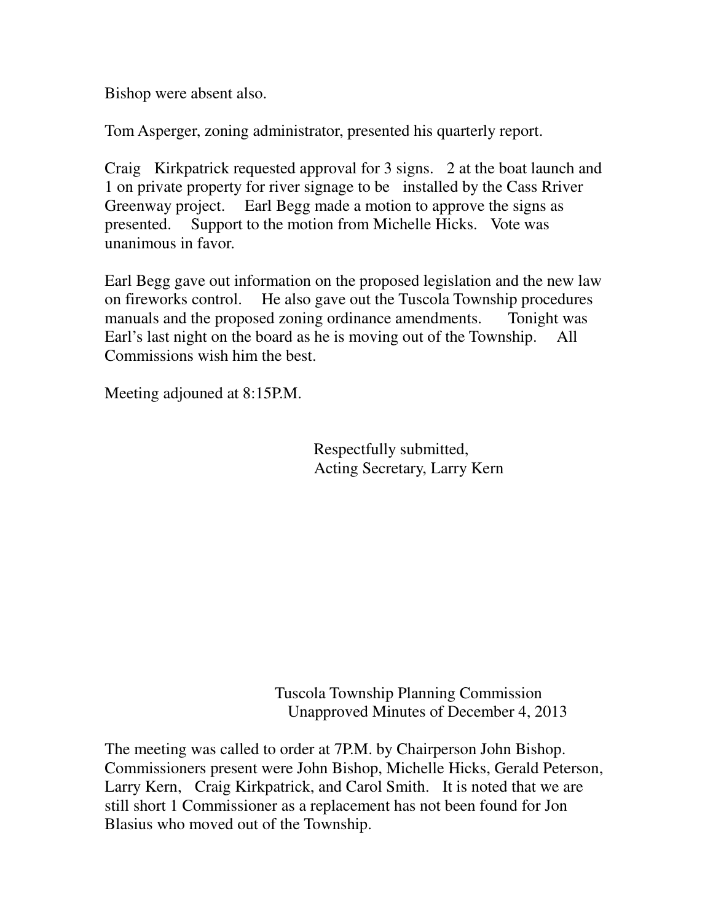Bishop were absent also.

Tom Asperger, zoning administrator, presented his quarterly report.

Craig Kirkpatrick requested approval for 3 signs. 2 at the boat launch and 1 on private property for river signage to be installed by the Cass Rriver Greenway project. Earl Begg made a motion to approve the signs as presented. Support to the motion from Michelle Hicks. Vote was unanimous in favor.

Earl Begg gave out information on the proposed legislation and the new law on fireworks control. He also gave out the Tuscola Township procedures manuals and the proposed zoning ordinance amendments. Tonight was Earl's last night on the board as he is moving out of the Township. All Commissions wish him the best.

Meeting adjouned at 8:15P.M.

Respectfully submitted,
Acting Secretary, Larry Kern

## Tuscola Township Planning Commission
## Unapproved Minutes of December 4, 2013

The meeting was called to order at 7P.M. by Chairperson John Bishop. Commissioners present were John Bishop, Michelle Hicks, Gerald Peterson, Larry Kern, Craig Kirkpatrick, and Carol Smith. It is noted that we are still short 1 Commissioner as a replacement has not been found for Jon Blasius who moved out of the Township.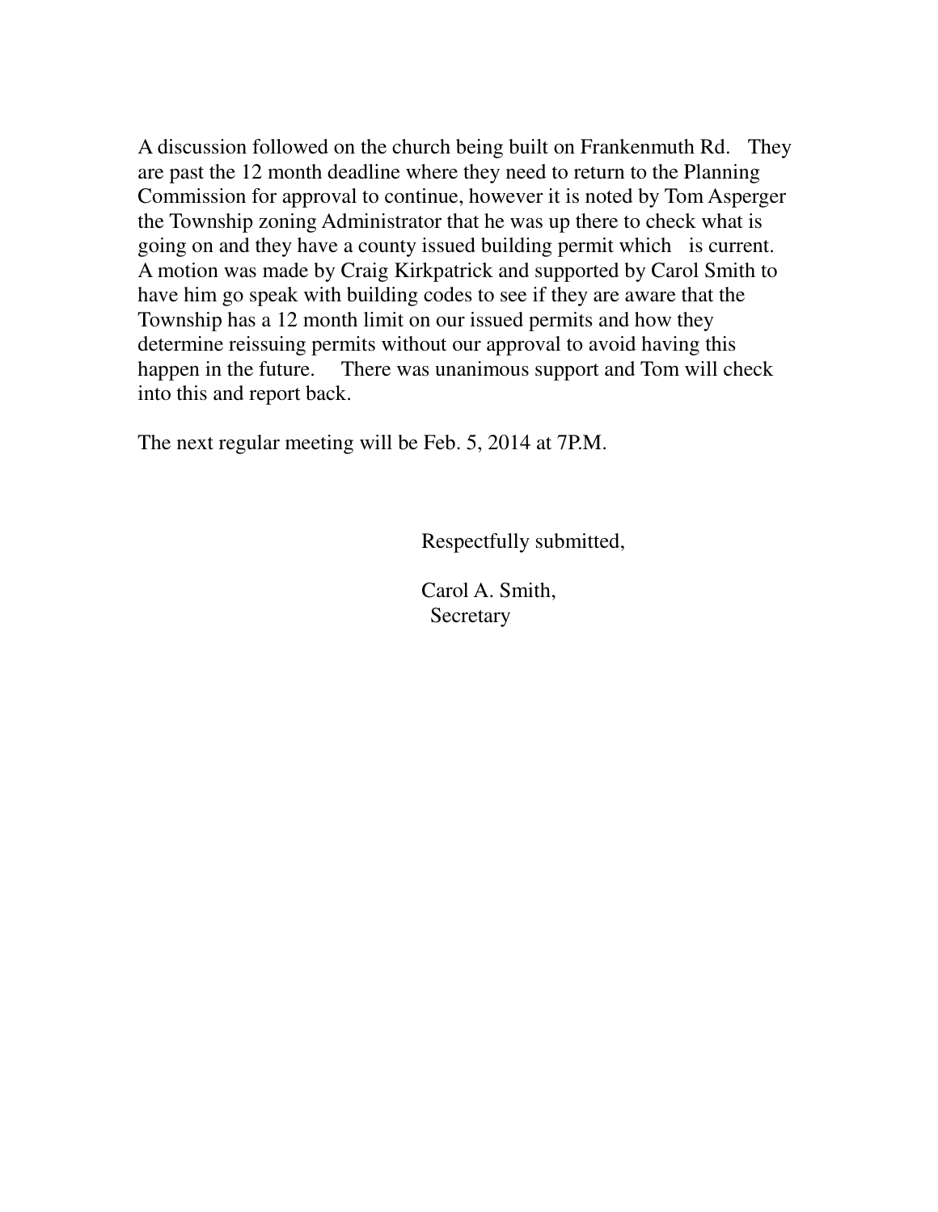A discussion followed on the church being built on Frankenmuth Rd. They are past the 12 month deadline where they need to return to the Planning Commission for approval to continue, however it is noted by Tom Asperger the Township zoning Administrator that he was up there to check what is going on and they have a county issued building permit which is current. A motion was made by Craig Kirkpatrick and supported by Carol Smith to have him go speak with building codes to see if they are aware that the Township has a 12 month limit on our issued permits and how they determine reissuing permits without our approval to avoid having this happen in the future. There was unanimous support and Tom will check into this and report back.

The next regular meeting will be Feb. 5, 2014 at 7P.M.

Respectfully submitted,

Carol A. Smith,
Secretary